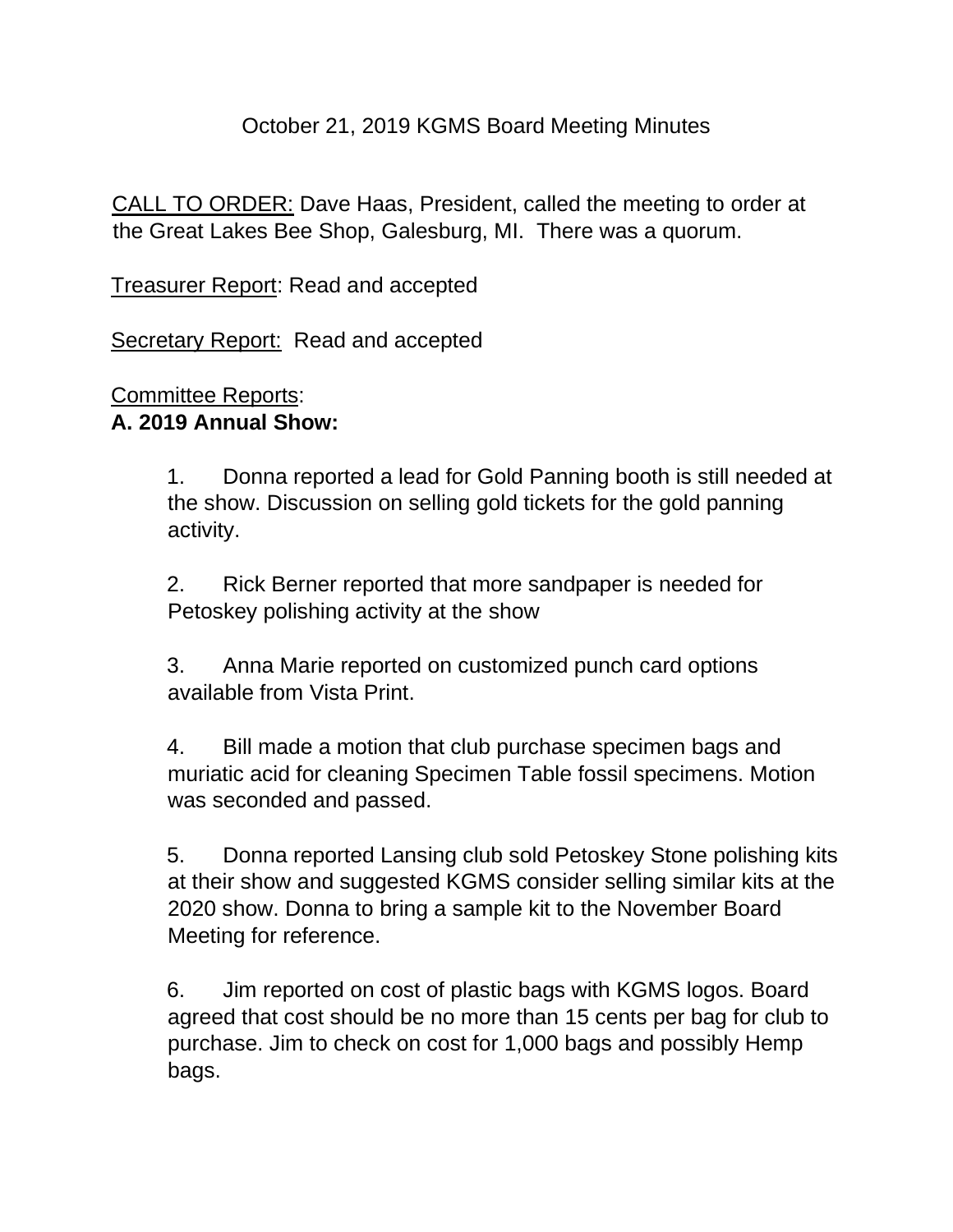October 21, 2019 KGMS Board Meeting Minutes

CALL TO ORDER: Dave Haas, President, called the meeting to order at the Great Lakes Bee Shop, Galesburg, MI. There was a quorum.

Treasurer Report: Read and accepted

Secretary Report: Read and accepted

Committee Reports:

**A. 2019 Annual Show:**

1. Donna reported a lead for Gold Panning booth is still needed at the show. Discussion on selling gold tickets for the gold panning activity.

2. Rick Berner reported that more sandpaper is needed for Petoskey polishing activity at the show

3. Anna Marie reported on customized punch card options available from Vista Print.

4. Bill made a motion that club purchase specimen bags and muriatic acid for cleaning Specimen Table fossil specimens. Motion was seconded and passed.

5. Donna reported Lansing club sold Petoskey Stone polishing kits at their show and suggested KGMS consider selling similar kits at the 2020 show. Donna to bring a sample kit to the November Board Meeting for reference.

6. Jim reported on cost of plastic bags with KGMS logos. Board agreed that cost should be no more than 15 cents per bag for club to purchase. Jim to check on cost for 1,000 bags and possibly Hemp bags.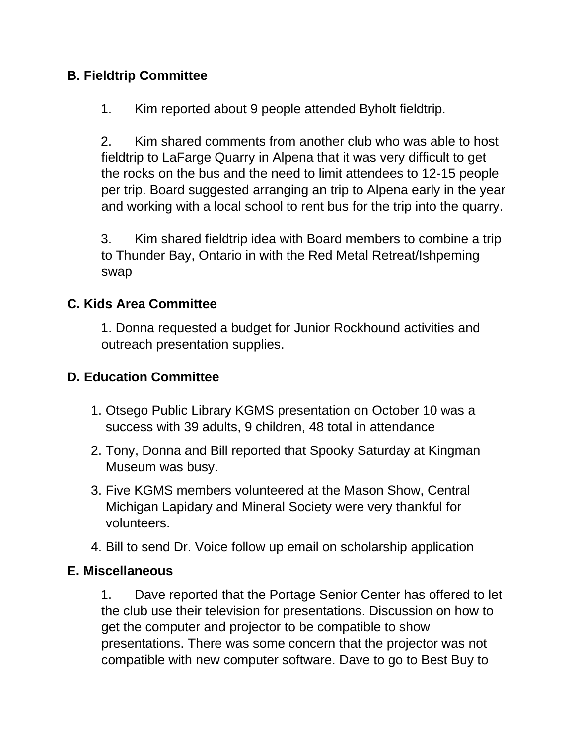**B. Fieldtrip Committee**

1. Kim reported about 9 people attended Byholt fieldtrip.

2. Kim shared comments from another club who was able to host fieldtrip to LaFarge Quarry in Alpena that it was very difficult to get the rocks on the bus and the need to limit attendees to 12-15 people per trip. Board suggested arranging an trip to Alpena early in the year and working with a local school to rent bus for the trip into the quarry.

3. Kim shared fieldtrip idea with Board members to combine a trip to Thunder Bay, Ontario in with the Red Metal Retreat/Ishpeming swap

**C. Kids Area Committee**

1. Donna requested a budget for Junior Rockhound activities and outreach presentation supplies.

**D. Education Committee**

1. Otsego Public Library KGMS presentation on October 10 was a success with 39 adults, 9 children, 48 total in attendance
2. Tony, Donna and Bill reported that Spooky Saturday at Kingman Museum was busy.
3. Five KGMS members volunteered at the Mason Show, Central Michigan Lapidary and Mineral Society were very thankful for volunteers.
4. Bill to send Dr. Voice follow up email on scholarship application

**E. Miscellaneous**

1. Dave reported that the Portage Senior Center has offered to let the club use their television for presentations. Discussion on how to get the computer and projector to be compatible to show presentations. There was some concern that the projector was not compatible with new computer software. Dave to go to Best Buy to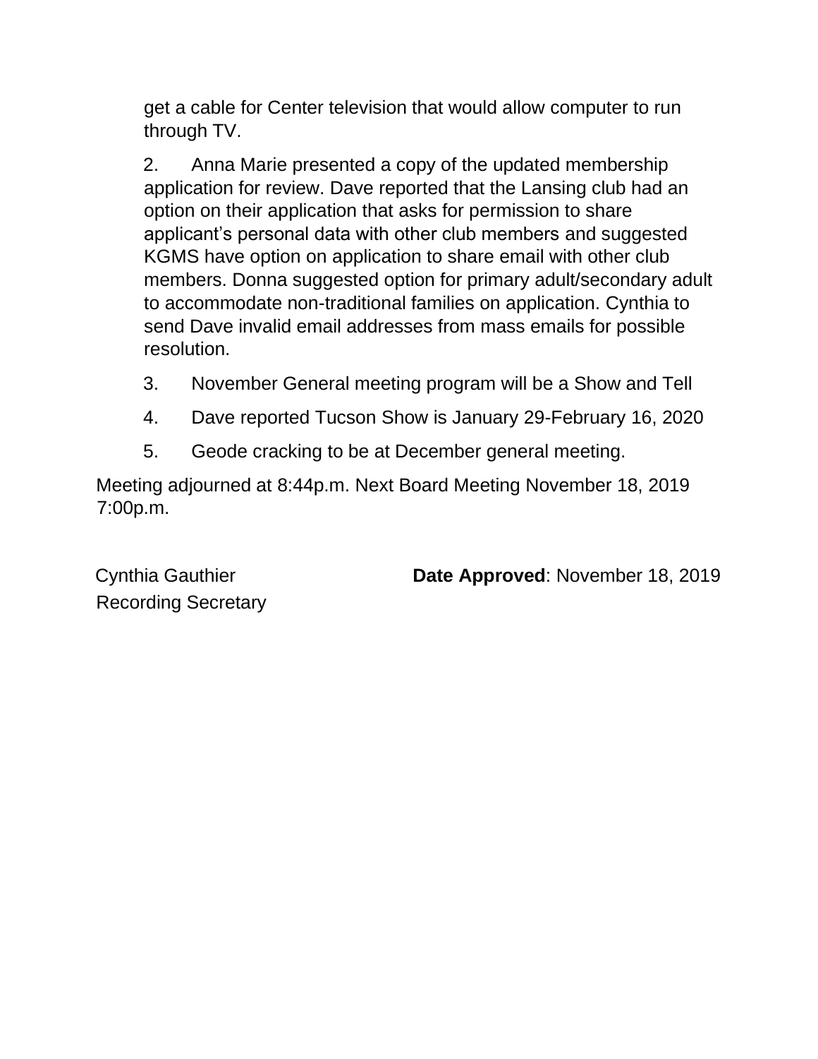get a cable for Center television that would allow computer to run through TV.

2. Anna Marie presented a copy of the updated membership application for review. Dave reported that the Lansing club had an option on their application that asks for permission to share applicant's personal data with other club members and suggested KGMS have option on application to share email with other club members. Donna suggested option for primary adult/secondary adult to accommodate non-traditional families on application. Cynthia to send Dave invalid email addresses from mass emails for possible resolution.

3. November General meeting program will be a Show and Tell

4. Dave reported Tucson Show is January 29-February 16, 2020

5. Geode cracking to be at December general meeting.

Meeting adjourned at 8:44p.m. Next Board Meeting November 18, 2019 7:00p.m.

Cynthia Gauthier
Recording Secretary

**Date Approved**: November 18, 2019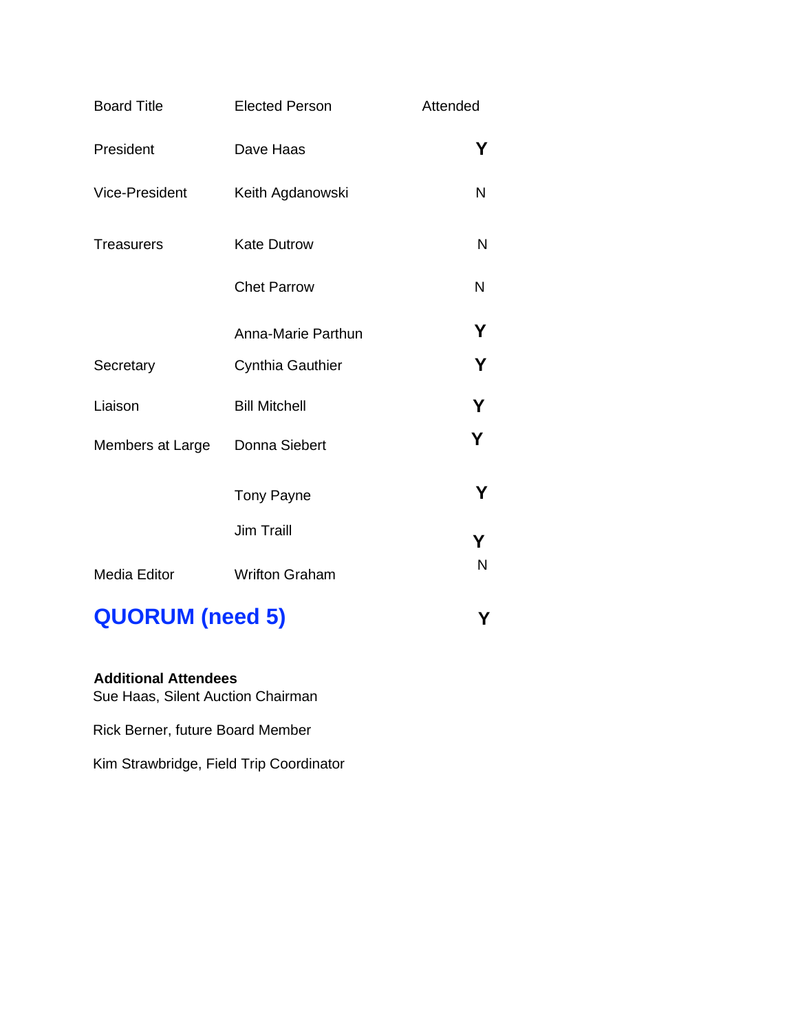| Board Title | Elected Person | Attended |
|---|---|---|
| President | Dave Haas | **Y** |
| Vice-President | Keith Agdanowski | N |
| Treasurers | Kate Dutrow | N |
| | Chet Parrow | N |
| | Anna-Marie Parthun | **Y** |
| Secretary | Cynthia Gauthier | **Y** |
| Liaison | Bill Mitchell | **Y** |
| Members at Large | Donna Siebert | **Y** |
| | Tony Payne | **Y** |
| | Jim Traill | **Y** |
| Media Editor | Wrifton Graham | N |
| **QUORUM (need 5)** | | **Y** |

**Additional Attendees**

Sue Haas, Silent Auction Chairman

Rick Berner, future Board Member

Kim Strawbridge, Field Trip Coordinator